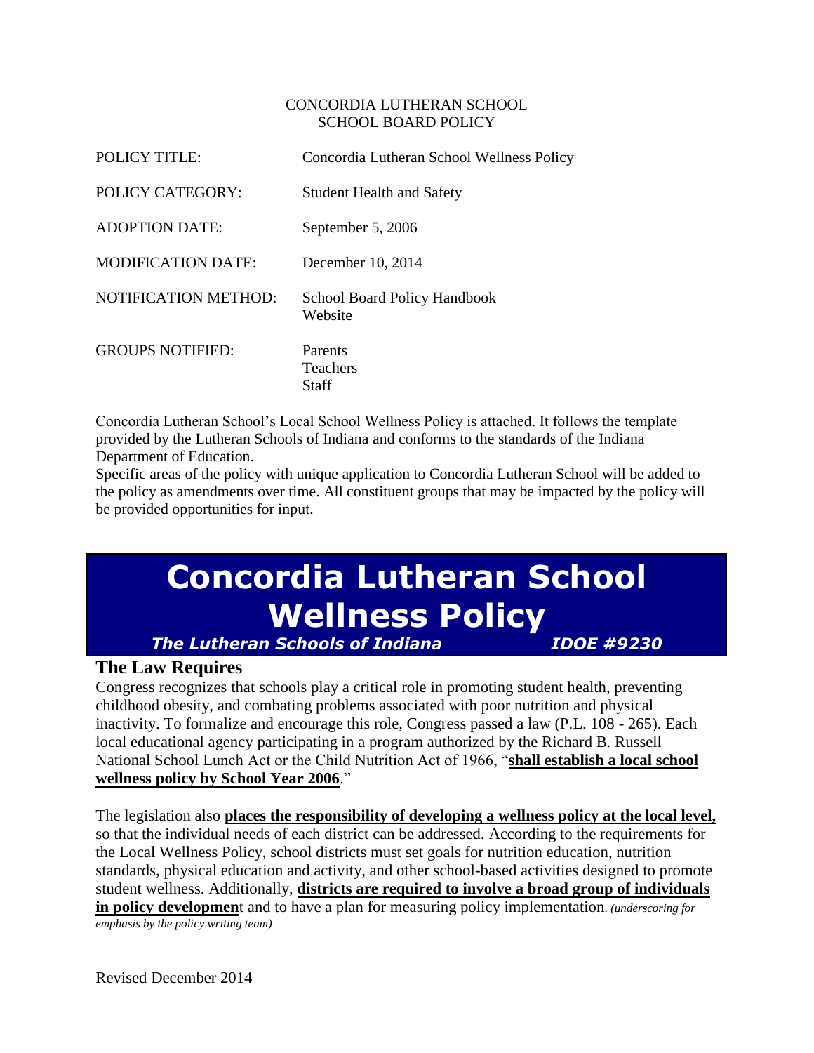CONCORDIA LUTHERAN SCHOOL
SCHOOL BOARD POLICY

| | |
|---|---|
| POLICY TITLE: | Concordia Lutheran School Wellness Policy |
| POLICY CATEGORY: | Student Health and Safety |
| ADOPTION DATE: | September 5, 2006 |
| MODIFICATION DATE: | December 10, 2014 |
| NOTIFICATION METHOD: | School Board Policy Handbook<br>Website |
| GROUPS NOTIFIED: | Parents<br>Teachers<br>Staff |

Concordia Lutheran School's Local School Wellness Policy is attached. It follows the template provided by the Lutheran Schools of Indiana and conforms to the standards of the Indiana Department of Education.

Specific areas of the policy with unique application to Concordia Lutheran School will be added to the policy as amendments over time. All constituent groups that may be impacted by the policy will be provided opportunities for input.

# Concordia Lutheran School Wellness Policy

***The Lutheran Schools of Indiana*** ***IDOE #9230***

## The Law Requires

Congress recognizes that schools play a critical role in promoting student health, preventing childhood obesity, and combating problems associated with poor nutrition and physical inactivity. To formalize and encourage this role, Congress passed a law (P.L. 108 - 265). Each local educational agency participating in a program authorized by the Richard B. Russell National School Lunch Act or the Child Nutrition Act of 1966, "**shall establish a local school wellness policy by School Year 2006**."

The legislation also **places the responsibility of developing a wellness policy at the local level,** so that the individual needs of each district can be addressed. According to the requirements for the Local Wellness Policy, school districts must set goals for nutrition education, nutrition standards, physical education and activity, and other school-based activities designed to promote student wellness. Additionally, **districts are required to involve a broad group of individuals in policy developmen**t and to have a plan for measuring policy implementation. *(underscoring for emphasis by the policy writing team)*

Revised December 2014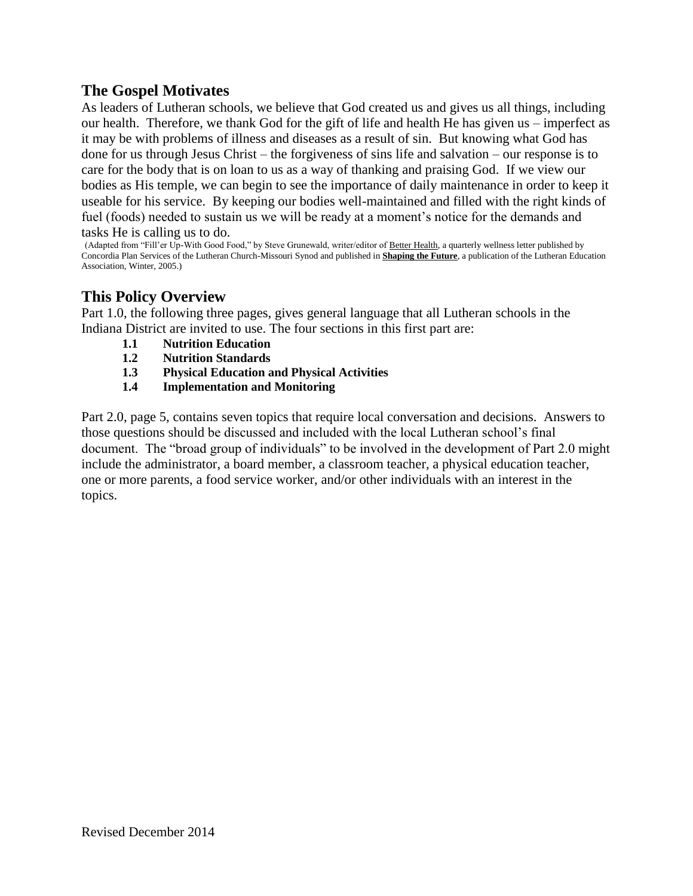## The Gospel Motivates

As leaders of Lutheran schools, we believe that God created us and gives us all things, including our health. Therefore, we thank God for the gift of life and health He has given us – imperfect as it may be with problems of illness and diseases as a result of sin. But knowing what God has done for us through Jesus Christ – the forgiveness of sins life and salvation – our response is to care for the body that is on loan to us as a way of thanking and praising God. If we view our bodies as His temple, we can begin to see the importance of daily maintenance in order to keep it useable for his service. By keeping our bodies well-maintained and filled with the right kinds of fuel (foods) needed to sustain us we will be ready at a moment's notice for the demands and tasks He is calling us to do.

(Adapted from "Fill'er Up-With Good Food," by Steve Grunewald, writer/editor of Better Health, a quarterly wellness letter published by Concordia Plan Services of the Lutheran Church-Missouri Synod and published in **Shaping the Future**, a publication of the Lutheran Education Association, Winter, 2005.)

## This Policy Overview

Part 1.0, the following three pages, gives general language that all Lutheran schools in the Indiana District are invited to use. The four sections in this first part are:

- **1.1 Nutrition Education**
- **1.2 Nutrition Standards**
- **1.3 Physical Education and Physical Activities**
- **1.4 Implementation and Monitoring**

Part 2.0, page 5, contains seven topics that require local conversation and decisions. Answers to those questions should be discussed and included with the local Lutheran school's final document. The "broad group of individuals" to be involved in the development of Part 2.0 might include the administrator, a board member, a classroom teacher, a physical education teacher, one or more parents, a food service worker, and/or other individuals with an interest in the topics.

Revised December 2014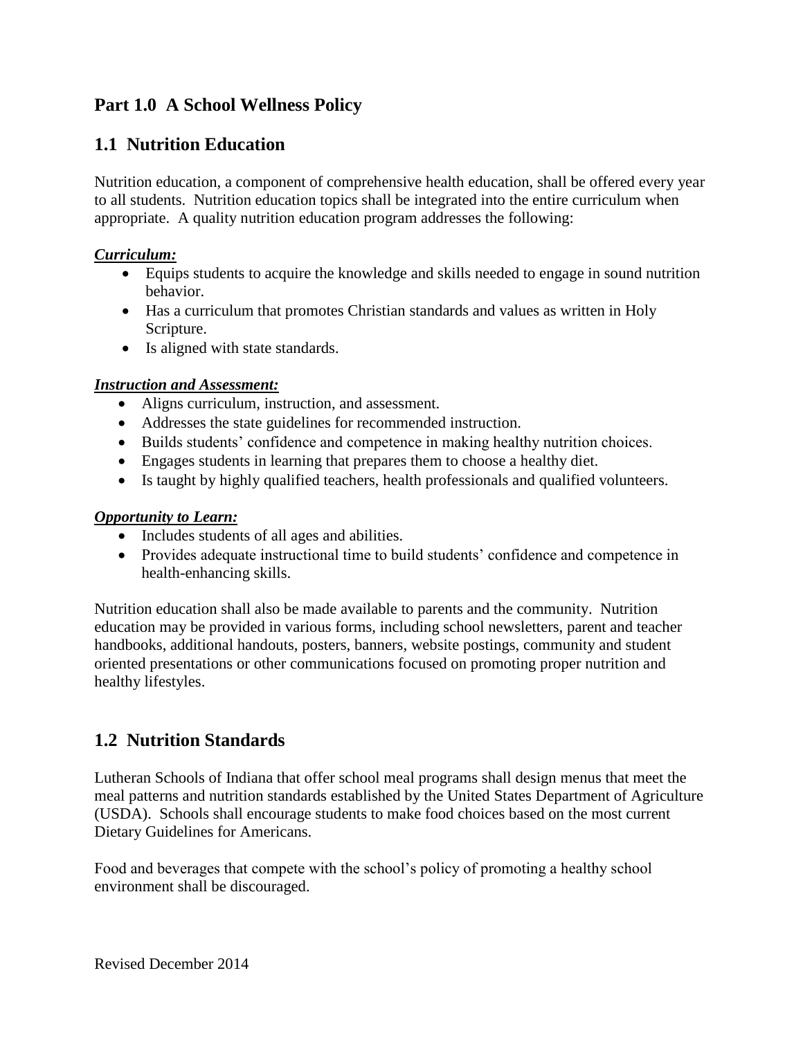## Part 1.0 A School Wellness Policy

## 1.1 Nutrition Education

Nutrition education, a component of comprehensive health education, shall be offered every year to all students. Nutrition education topics shall be integrated into the entire curriculum when appropriate. A quality nutrition education program addresses the following:

***Curriculum:***

- Equips students to acquire the knowledge and skills needed to engage in sound nutrition behavior.
- Has a curriculum that promotes Christian standards and values as written in Holy Scripture.
- Is aligned with state standards.

***Instruction and Assessment:***

- Aligns curriculum, instruction, and assessment.
- Addresses the state guidelines for recommended instruction.
- Builds students' confidence and competence in making healthy nutrition choices.
- Engages students in learning that prepares them to choose a healthy diet.
- Is taught by highly qualified teachers, health professionals and qualified volunteers.

***Opportunity to Learn:***

- Includes students of all ages and abilities.
- Provides adequate instructional time to build students' confidence and competence in health-enhancing skills.

Nutrition education shall also be made available to parents and the community. Nutrition education may be provided in various forms, including school newsletters, parent and teacher handbooks, additional handouts, posters, banners, website postings, community and student oriented presentations or other communications focused on promoting proper nutrition and healthy lifestyles.

## 1.2 Nutrition Standards

Lutheran Schools of Indiana that offer school meal programs shall design menus that meet the meal patterns and nutrition standards established by the United States Department of Agriculture (USDA). Schools shall encourage students to make food choices based on the most current Dietary Guidelines for Americans.

Food and beverages that compete with the school's policy of promoting a healthy school environment shall be discouraged.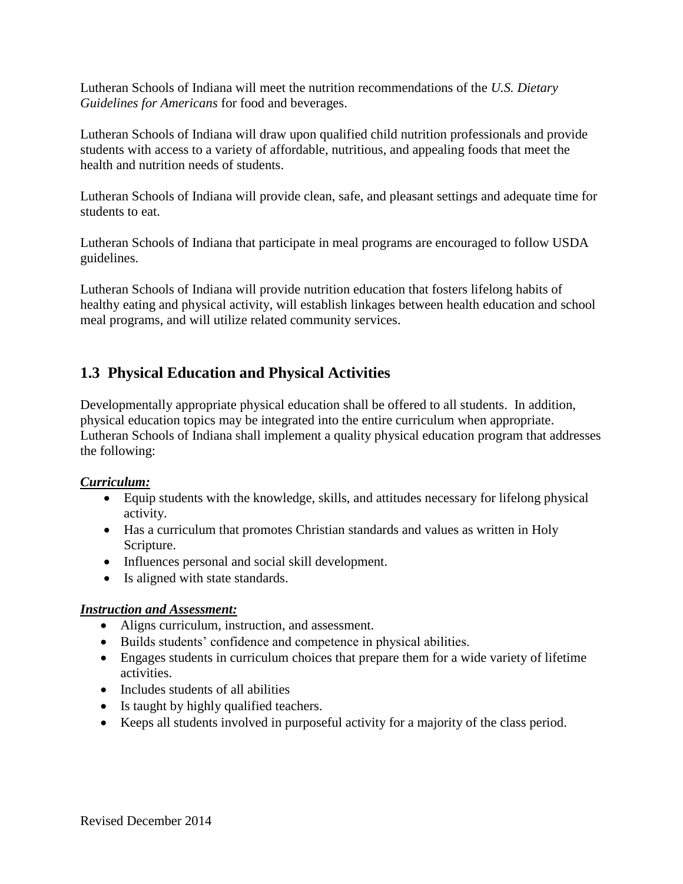Lutheran Schools of Indiana will meet the nutrition recommendations of the *U.S. Dietary Guidelines for Americans* for food and beverages.

Lutheran Schools of Indiana will draw upon qualified child nutrition professionals and provide students with access to a variety of affordable, nutritious, and appealing foods that meet the health and nutrition needs of students.

Lutheran Schools of Indiana will provide clean, safe, and pleasant settings and adequate time for students to eat.

Lutheran Schools of Indiana that participate in meal programs are encouraged to follow USDA guidelines.

Lutheran Schools of Indiana will provide nutrition education that fosters lifelong habits of healthy eating and physical activity, will establish linkages between health education and school meal programs, and will utilize related community services.

## 1.3 Physical Education and Physical Activities

Developmentally appropriate physical education shall be offered to all students. In addition, physical education topics may be integrated into the entire curriculum when appropriate. Lutheran Schools of Indiana shall implement a quality physical education program that addresses the following:

***Curriculum:***

- Equip students with the knowledge, skills, and attitudes necessary for lifelong physical activity.
- Has a curriculum that promotes Christian standards and values as written in Holy Scripture.
- Influences personal and social skill development.
- Is aligned with state standards.

***Instruction and Assessment:***

- Aligns curriculum, instruction, and assessment.
- Builds students' confidence and competence in physical abilities.
- Engages students in curriculum choices that prepare them for a wide variety of lifetime activities.
- Includes students of all abilities
- Is taught by highly qualified teachers.
- Keeps all students involved in purposeful activity for a majority of the class period.

Revised December 2014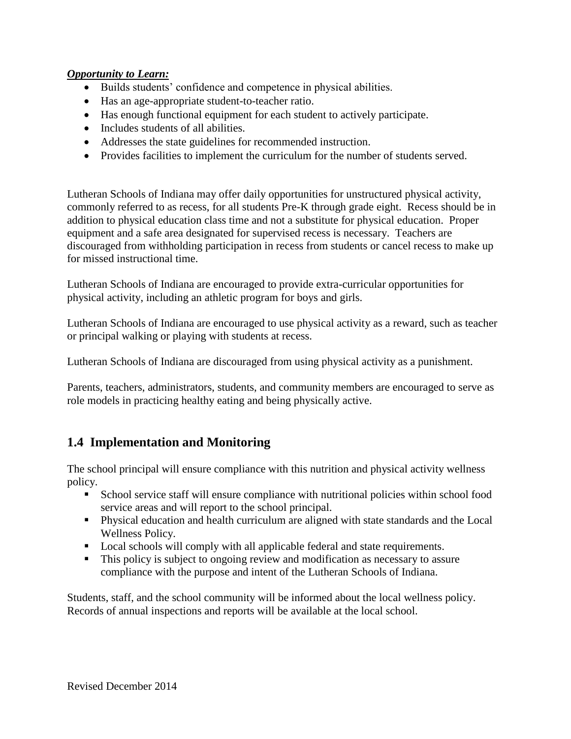***Opportunity to Learn:***

- Builds students' confidence and competence in physical abilities.
- Has an age-appropriate student-to-teacher ratio.
- Has enough functional equipment for each student to actively participate.
- Includes students of all abilities.
- Addresses the state guidelines for recommended instruction.
- Provides facilities to implement the curriculum for the number of students served.

Lutheran Schools of Indiana may offer daily opportunities for unstructured physical activity, commonly referred to as recess, for all students Pre-K through grade eight. Recess should be in addition to physical education class time and not a substitute for physical education. Proper equipment and a safe area designated for supervised recess is necessary. Teachers are discouraged from withholding participation in recess from students or cancel recess to make up for missed instructional time.

Lutheran Schools of Indiana are encouraged to provide extra-curricular opportunities for physical activity, including an athletic program for boys and girls.

Lutheran Schools of Indiana are encouraged to use physical activity as a reward, such as teacher or principal walking or playing with students at recess.

Lutheran Schools of Indiana are discouraged from using physical activity as a punishment.

Parents, teachers, administrators, students, and community members are encouraged to serve as role models in practicing healthy eating and being physically active.

## 1.4 Implementation and Monitoring

The school principal will ensure compliance with this nutrition and physical activity wellness policy.

- School service staff will ensure compliance with nutritional policies within school food service areas and will report to the school principal.
- Physical education and health curriculum are aligned with state standards and the Local Wellness Policy.
- Local schools will comply with all applicable federal and state requirements.
- This policy is subject to ongoing review and modification as necessary to assure compliance with the purpose and intent of the Lutheran Schools of Indiana.

Students, staff, and the school community will be informed about the local wellness policy. Records of annual inspections and reports will be available at the local school.

Revised December 2014